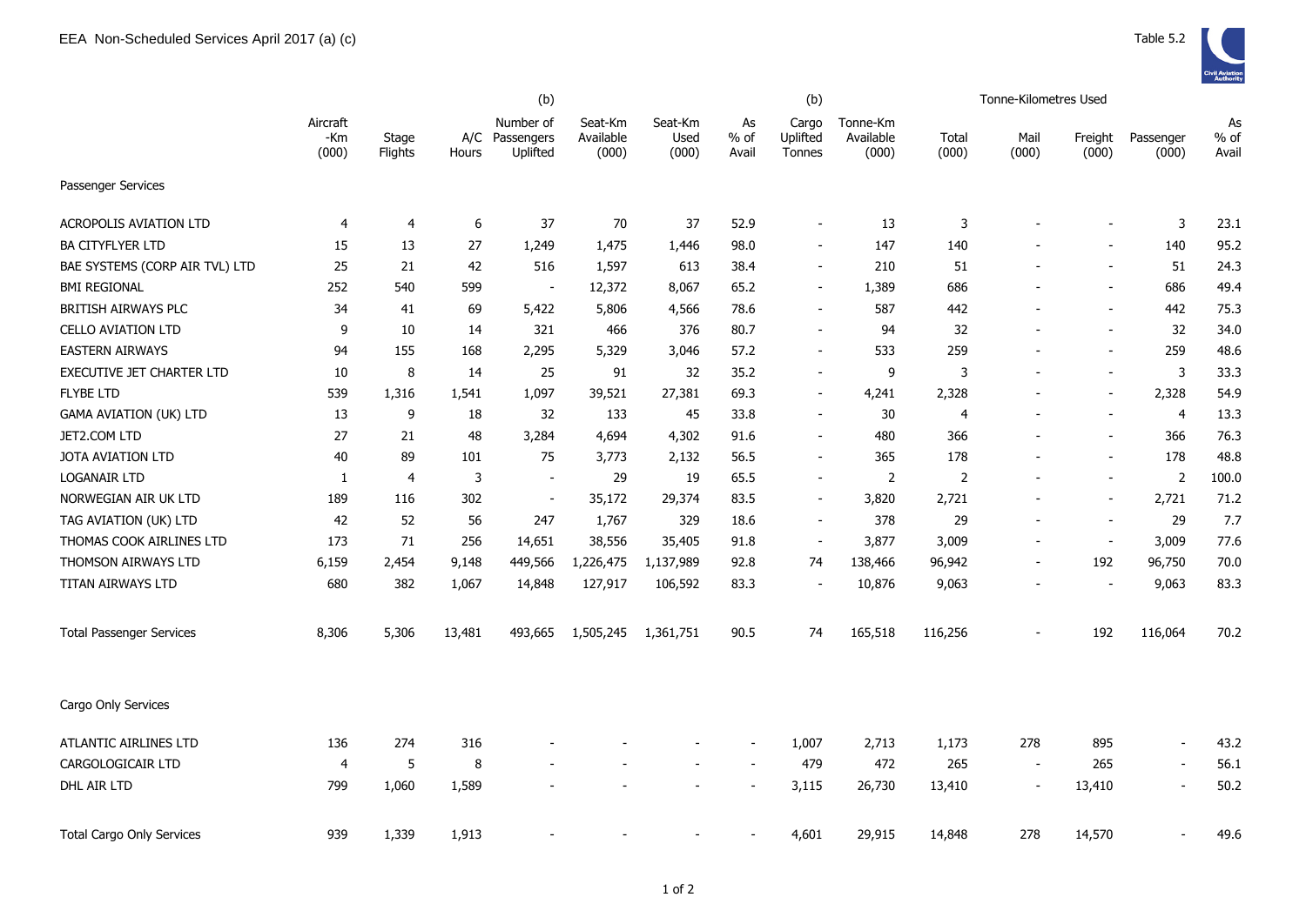# EEA Non-Scheduled Services April 2017 (a) (c)

Table 5.2

| | Aircraft -Km (000) | Stage Flights | A/C Hours | (b) Number of Passengers Uplifted | Seat-Km Available (000) | Seat-Km Used (000) | As % of Avail | (b) Cargo Uplifted Tonnes | Tonne-Km Available (000) | Tonne-Kilometres Used Total (000) | Mail (000) | Freight (000) | Passenger (000) | As % of Avail |
|---|---|---|---|---|---|---|---|---|---|---|---|---|---|---|
| Passenger Services | | | | | | | | | | | | | | |
| ACROPOLIS AVIATION LTD | 4 | 4 | 6 | 37 | 70 | 37 | 52.9 | - | 13 | 3 | - | - | 3 | 23.1 |
| BA CITYFLYER LTD | 15 | 13 | 27 | 1,249 | 1,475 | 1,446 | 98.0 | - | 147 | 140 | - | - | 140 | 95.2 |
| BAE SYSTEMS (CORP AIR TVL) LTD | 25 | 21 | 42 | 516 | 1,597 | 613 | 38.4 | - | 210 | 51 | - | - | 51 | 24.3 |
| BMI REGIONAL | 252 | 540 | 599 | - | 12,372 | 8,067 | 65.2 | - | 1,389 | 686 | - | - | 686 | 49.4 |
| BRITISH AIRWAYS PLC | 34 | 41 | 69 | 5,422 | 5,806 | 4,566 | 78.6 | - | 587 | 442 | - | - | 442 | 75.3 |
| CELLO AVIATION LTD | 9 | 10 | 14 | 321 | 466 | 376 | 80.7 | - | 94 | 32 | - | - | 32 | 34.0 |
| EASTERN AIRWAYS | 94 | 155 | 168 | 2,295 | 5,329 | 3,046 | 57.2 | - | 533 | 259 | - | - | 259 | 48.6 |
| EXECUTIVE JET CHARTER LTD | 10 | 8 | 14 | 25 | 91 | 32 | 35.2 | - | 9 | 3 | - | - | 3 | 33.3 |
| FLYBE LTD | 539 | 1,316 | 1,541 | 1,097 | 39,521 | 27,381 | 69.3 | - | 4,241 | 2,328 | - | - | 2,328 | 54.9 |
| GAMA AVIATION (UK) LTD | 13 | 9 | 18 | 32 | 133 | 45 | 33.8 | - | 30 | 4 | - | - | 4 | 13.3 |
| JET2.COM LTD | 27 | 21 | 48 | 3,284 | 4,694 | 4,302 | 91.6 | - | 480 | 366 | - | - | 366 | 76.3 |
| JOTA AVIATION LTD | 40 | 89 | 101 | 75 | 3,773 | 2,132 | 56.5 | - | 365 | 178 | - | - | 178 | 48.8 |
| LOGANAIR LTD | 1 | 4 | 3 | - | 29 | 19 | 65.5 | - | 2 | 2 | - | - | 2 | 100.0 |
| NORWEGIAN AIR UK LTD | 189 | 116 | 302 | - | 35,172 | 29,374 | 83.5 | - | 3,820 | 2,721 | - | - | 2,721 | 71.2 |
| TAG AVIATION (UK) LTD | 42 | 52 | 56 | 247 | 1,767 | 329 | 18.6 | - | 378 | 29 | - | - | 29 | 7.7 |
| THOMAS COOK AIRLINES LTD | 173 | 71 | 256 | 14,651 | 38,556 | 35,405 | 91.8 | - | 3,877 | 3,009 | - | - | 3,009 | 77.6 |
| THOMSON AIRWAYS LTD | 6,159 | 2,454 | 9,148 | 449,566 | 1,226,475 | 1,137,989 | 92.8 | 74 | 138,466 | 96,942 | - | 192 | 96,750 | 70.0 |
| TITAN AIRWAYS LTD | 680 | 382 | 1,067 | 14,848 | 127,917 | 106,592 | 83.3 | - | 10,876 | 9,063 | - | - | 9,063 | 83.3 |
| Total Passenger Services | 8,306 | 5,306 | 13,481 | 493,665 | 1,505,245 | 1,361,751 | 90.5 | 74 | 165,518 | 116,256 | - | 192 | 116,064 | 70.2 |
| Cargo Only Services | | | | | | | | | | | | | | |
| ATLANTIC AIRLINES LTD | 136 | 274 | 316 | - | - | - | - | 1,007 | 2,713 | 1,173 | 278 | 895 | - | 43.2 |
| CARGOLOGICAIR LTD | 4 | 5 | 8 | - | - | - | - | 479 | 472 | 265 | - | 265 | - | 56.1 |
| DHL AIR LTD | 799 | 1,060 | 1,589 | - | - | - | - | 3,115 | 26,730 | 13,410 | - | 13,410 | - | 50.2 |
| Total Cargo Only Services | 939 | 1,339 | 1,913 | - | - | - | - | 4,601 | 29,915 | 14,848 | 278 | 14,570 | - | 49.6 |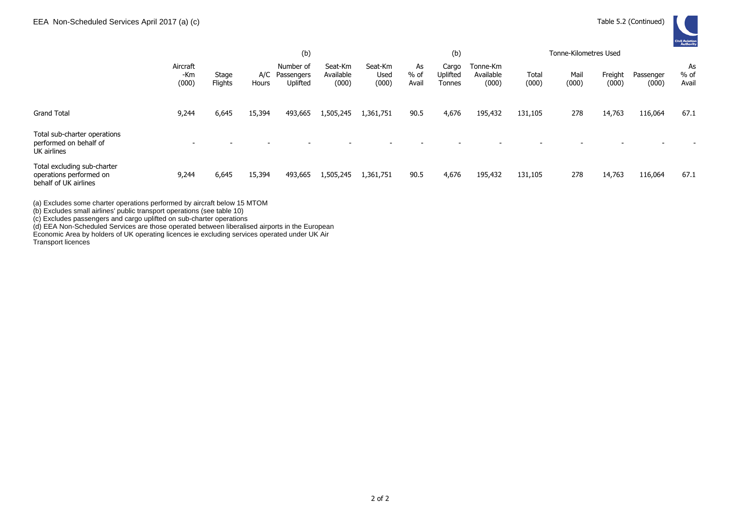EEA Non-Scheduled Services April 2017 (a) (c)

Table 5.2 (Continued)

| | Aircraft -Km (000) | Stage Flights | A/C Hours | (b) Number of Passengers Uplifted | Seat-Km Available (000) | Seat-Km Used (000) | As % of Avail | (b) Cargo Uplifted Tonnes | Tonne-Km Available (000) | Tonne-Kilometres Used Total (000) | Mail (000) | Freight (000) | Passenger (000) | As % of Avail |
|---|---|---|---|---|---|---|---|---|---|---|---|---|---|---|
| Grand Total | 9,244 | 6,645 | 15,394 | 493,665 | 1,505,245 | 1,361,751 | 90.5 | 4,676 | 195,432 | 131,105 | 278 | 14,763 | 116,064 | 67.1 |
| Total sub-charter operations performed on behalf of UK airlines | - | - | - | - | - | - | - | - | - | - | - | - | - | - |
| Total excluding sub-charter operations performed on behalf of UK airlines | 9,244 | 6,645 | 15,394 | 493,665 | 1,505,245 | 1,361,751 | 90.5 | 4,676 | 195,432 | 131,105 | 278 | 14,763 | 116,064 | 67.1 |

(a) Excludes some charter operations performed by aircraft below 15 MTOM
(b) Excludes small airlines' public transport operations (see table 10)
(c) Excludes passengers and cargo uplifted on sub-charter operations
(d) EEA Non-Scheduled Services are those operated between liberalised airports in the European Economic Area by holders of UK operating licences ie excluding services operated under UK Air Transport licences